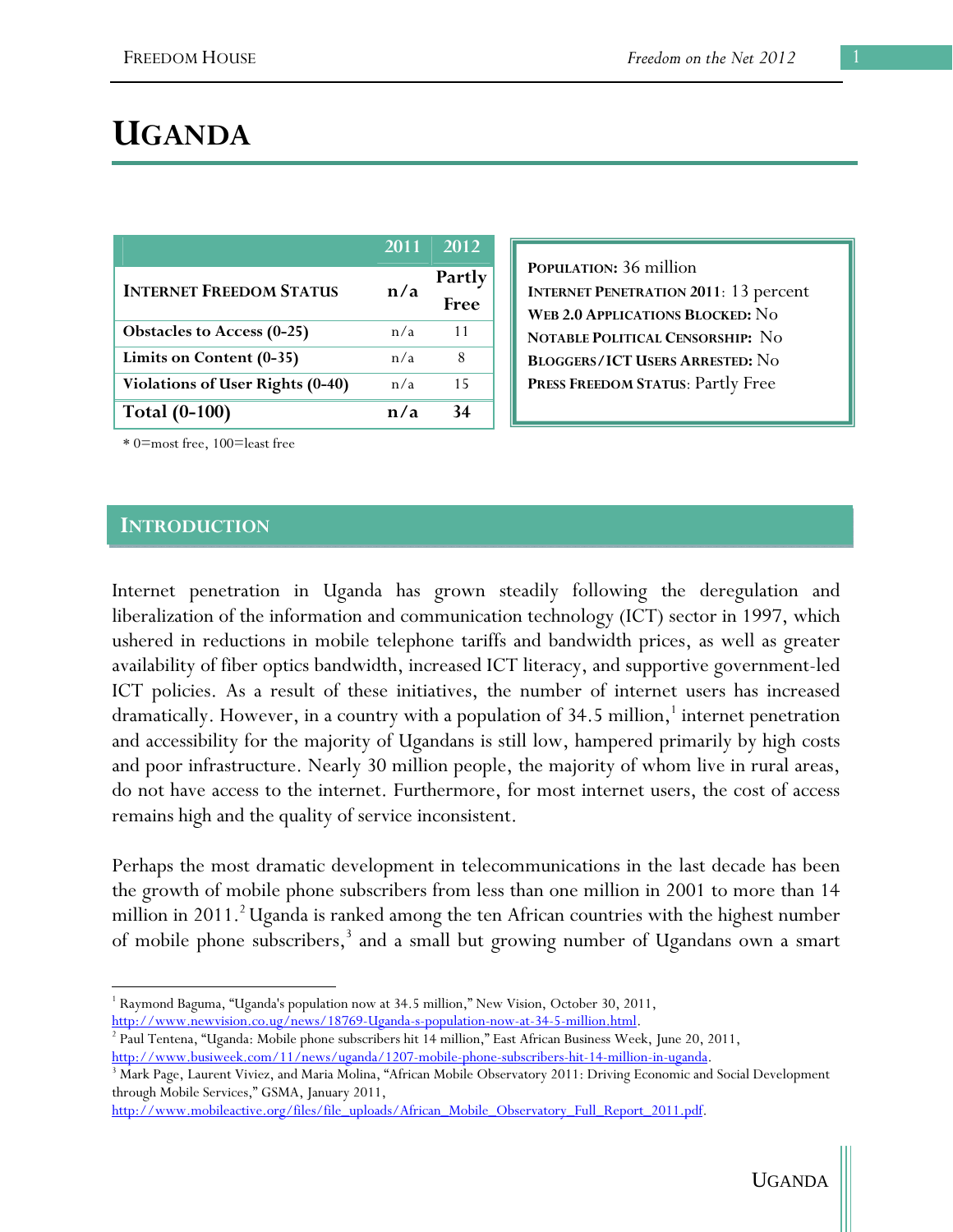# UGANDA

| | 2011 | 2012 |
|---|---|---|
| **INTERNET FREEDOM STATUS** | **n/a** | **Partly Free** |
| **Obstacles to Access (0-25)** | n/a | 11 |
| **Limits on Content (0-35)** | n/a | 8 |
| **Violations of User Rights (0-40)** | n/a | 15 |
| **Total (0-100)** | **n/a** | **34** |

\* 0=most free, 100=least free

**POPULATION:** 36 million
**INTERNET PENETRATION 2011:** 13 percent
**WEB 2.0 APPLICATIONS BLOCKED:** No
**NOTABLE POLITICAL CENSORSHIP:** No
**BLOGGERS/ICT USERS ARRESTED:** No
**PRESS FREEDOM STATUS:** Partly Free

## INTRODUCTION

Internet penetration in Uganda has grown steadily following the deregulation and liberalization of the information and communication technology (ICT) sector in 1997, which ushered in reductions in mobile telephone tariffs and bandwidth prices, as well as greater availability of fiber optics bandwidth, increased ICT literacy, and supportive government-led ICT policies. As a result of these initiatives, the number of internet users has increased dramatically. However, in a country with a population of 34.5 million,[1] internet penetration and accessibility for the majority of Ugandans is still low, hampered primarily by high costs and poor infrastructure. Nearly 30 million people, the majority of whom live in rural areas, do not have access to the internet. Furthermore, for most internet users, the cost of access remains high and the quality of service inconsistent.

Perhaps the most dramatic development in telecommunications in the last decade has been the growth of mobile phone subscribers from less than one million in 2001 to more than 14 million in 2011.[2] Uganda is ranked among the ten African countries with the highest number of mobile phone subscribers,[3] and a small but growing number of Ugandans own a smart

---

[1] Raymond Baguma, "Uganda's population now at 34.5 million," New Vision, October 30, 2011, http://www.newvision.co.ug/news/18769-Uganda-s-population-now-at-34-5-million.html.

[2] Paul Tentena, "Uganda: Mobile phone subscribers hit 14 million," East African Business Week, June 20, 2011, http://www.busiweek.com/11/news/uganda/1207-mobile-phone-subscribers-hit-14-million-in-uganda.

[3] Mark Page, Laurent Viviez, and Maria Molina, "African Mobile Observatory 2011: Driving Economic and Social Development through Mobile Services," GSMA, January 2011, http://www.mobileactive.org/files/file_uploads/African_Mobile_Observatory_Full_Report_2011.pdf.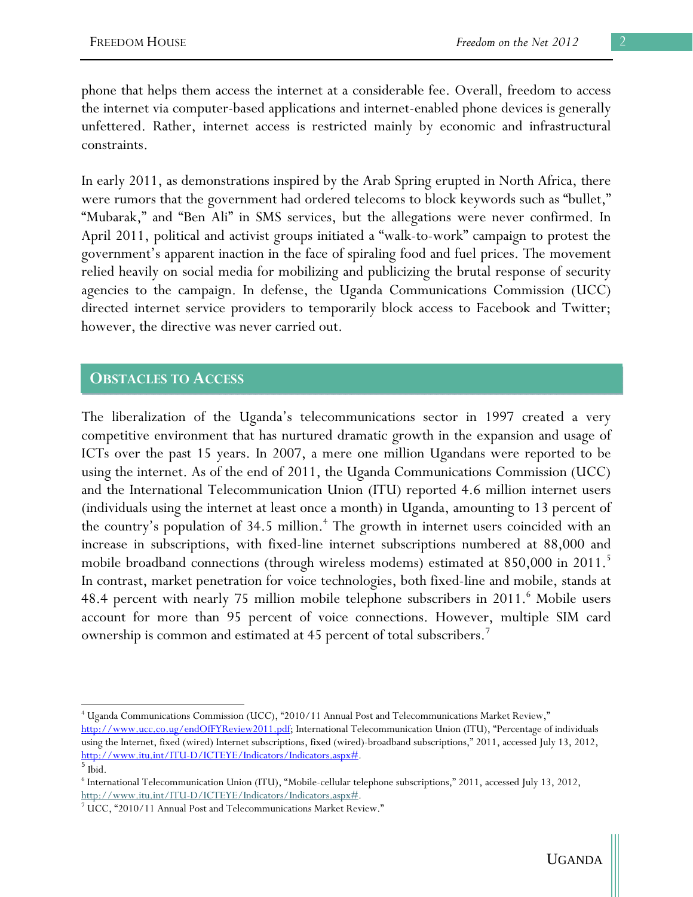phone that helps them access the internet at a considerable fee. Overall, freedom to access the internet via computer-based applications and internet-enabled phone devices is generally unfettered. Rather, internet access is restricted mainly by economic and infrastructural constraints.

In early 2011, as demonstrations inspired by the Arab Spring erupted in North Africa, there were rumors that the government had ordered telecoms to block keywords such as "bullet," "Mubarak," and "Ben Ali" in SMS services, but the allegations were never confirmed. In April 2011, political and activist groups initiated a "walk-to-work" campaign to protest the government's apparent inaction in the face of spiraling food and fuel prices. The movement relied heavily on social media for mobilizing and publicizing the brutal response of security agencies to the campaign. In defense, the Uganda Communications Commission (UCC) directed internet service providers to temporarily block access to Facebook and Twitter; however, the directive was never carried out.

## OBSTACLES TO ACCESS

The liberalization of the Uganda's telecommunications sector in 1997 created a very competitive environment that has nurtured dramatic growth in the expansion and usage of ICTs over the past 15 years. In 2007, a mere one million Ugandans were reported to be using the internet. As of the end of 2011, the Uganda Communications Commission (UCC) and the International Telecommunication Union (ITU) reported 4.6 million internet users (individuals using the internet at least once a month) in Uganda, amounting to 13 percent of the country's population of 34.5 million.[4] The growth in internet users coincided with an increase in subscriptions, with fixed-line internet subscriptions numbered at 88,000 and mobile broadband connections (through wireless modems) estimated at 850,000 in 2011.[5] In contrast, market penetration for voice technologies, both fixed-line and mobile, stands at 48.4 percent with nearly 75 million mobile telephone subscribers in 2011.[6] Mobile users account for more than 95 percent of voice connections. However, multiple SIM card ownership is common and estimated at 45 percent of total subscribers.[7]

---

[4] Uganda Communications Commission (UCC), "2010/11 Annual Post and Telecommunications Market Review," http://www.ucc.co.ug/endOfFYReview2011.pdf; International Telecommunication Union (ITU), "Percentage of individuals using the Internet, fixed (wired) Internet subscriptions, fixed (wired)-broadband subscriptions," 2011, accessed July 13, 2012, http://www.itu.int/ITU-D/ICTEYE/Indicators/Indicators.aspx#.

[5] Ibid.

[6] International Telecommunication Union (ITU), "Mobile-cellular telephone subscriptions," 2011, accessed July 13, 2012, http://www.itu.int/ITU-D/ICTEYE/Indicators/Indicators.aspx#.

[7] UCC, "2010/11 Annual Post and Telecommunications Market Review."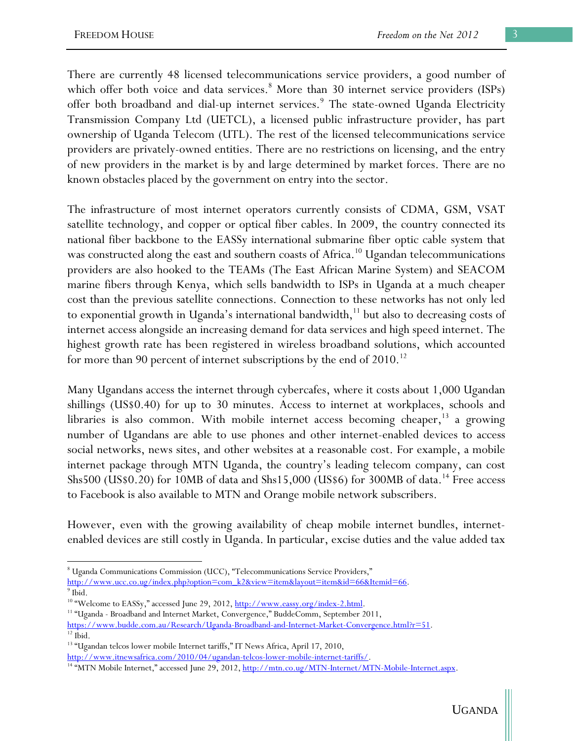There are currently 48 licensed telecommunications service providers, a good number of which offer both voice and data services.[8] More than 30 internet service providers (ISPs) offer both broadband and dial-up internet services.[9] The state-owned Uganda Electricity Transmission Company Ltd (UETCL), a licensed public infrastructure provider, has part ownership of Uganda Telecom (UTL). The rest of the licensed telecommunications service providers are privately-owned entities. There are no restrictions on licensing, and the entry of new providers in the market is by and large determined by market forces. There are no known obstacles placed by the government on entry into the sector.

The infrastructure of most internet operators currently consists of CDMA, GSM, VSAT satellite technology, and copper or optical fiber cables. In 2009, the country connected its national fiber backbone to the EASSy international submarine fiber optic cable system that was constructed along the east and southern coasts of Africa.[10] Ugandan telecommunications providers are also hooked to the TEAMs (The East African Marine System) and SEACOM marine fibers through Kenya, which sells bandwidth to ISPs in Uganda at a much cheaper cost than the previous satellite connections. Connection to these networks has not only led to exponential growth in Uganda's international bandwidth,[11] but also to decreasing costs of internet access alongside an increasing demand for data services and high speed internet. The highest growth rate has been registered in wireless broadband solutions, which accounted for more than 90 percent of internet subscriptions by the end of 2010.[12]

Many Ugandans access the internet through cybercafes, where it costs about 1,000 Ugandan shillings (US$0.40) for up to 30 minutes. Access to internet at workplaces, schools and libraries is also common. With mobile internet access becoming cheaper,[13] a growing number of Ugandans are able to use phones and other internet-enabled devices to access social networks, news sites, and other websites at a reasonable cost. For example, a mobile internet package through MTN Uganda, the country's leading telecom company, can cost Shs500 (US$0.20) for 10MB of data and Shs15,000 (US$6) for 300MB of data.[14] Free access to Facebook is also available to MTN and Orange mobile network subscribers.

However, even with the growing availability of cheap mobile internet bundles, internet-enabled devices are still costly in Uganda. In particular, excise duties and the value added tax

---

[8] Uganda Communications Commission (UCC), "Telecommunications Service Providers," http://www.ucc.co.ug/index.php?option=com_k2&view=item&layout=item&id=66&Itemid=66.

[9] Ibid.

[10] "Welcome to EASSy," accessed June 29, 2012, http://www.eassy.org/index-2.html.

[11] "Uganda - Broadband and Internet Market, Convergence," BuddeComm, September 2011, https://www.budde.com.au/Research/Uganda-Broadband-and-Internet-Market-Convergence.html?r=51.

[12] Ibid.

[13] "Ugandan telcos lower mobile Internet tariffs," IT News Africa, April 17, 2010, http://www.itnewsafrica.com/2010/04/ugandan-telcos-lower-mobile-internet-tariffs/.

[14] "MTN Mobile Internet," accessed June 29, 2012, http://mtn.co.ug/MTN-Internet/MTN-Mobile-Internet.aspx.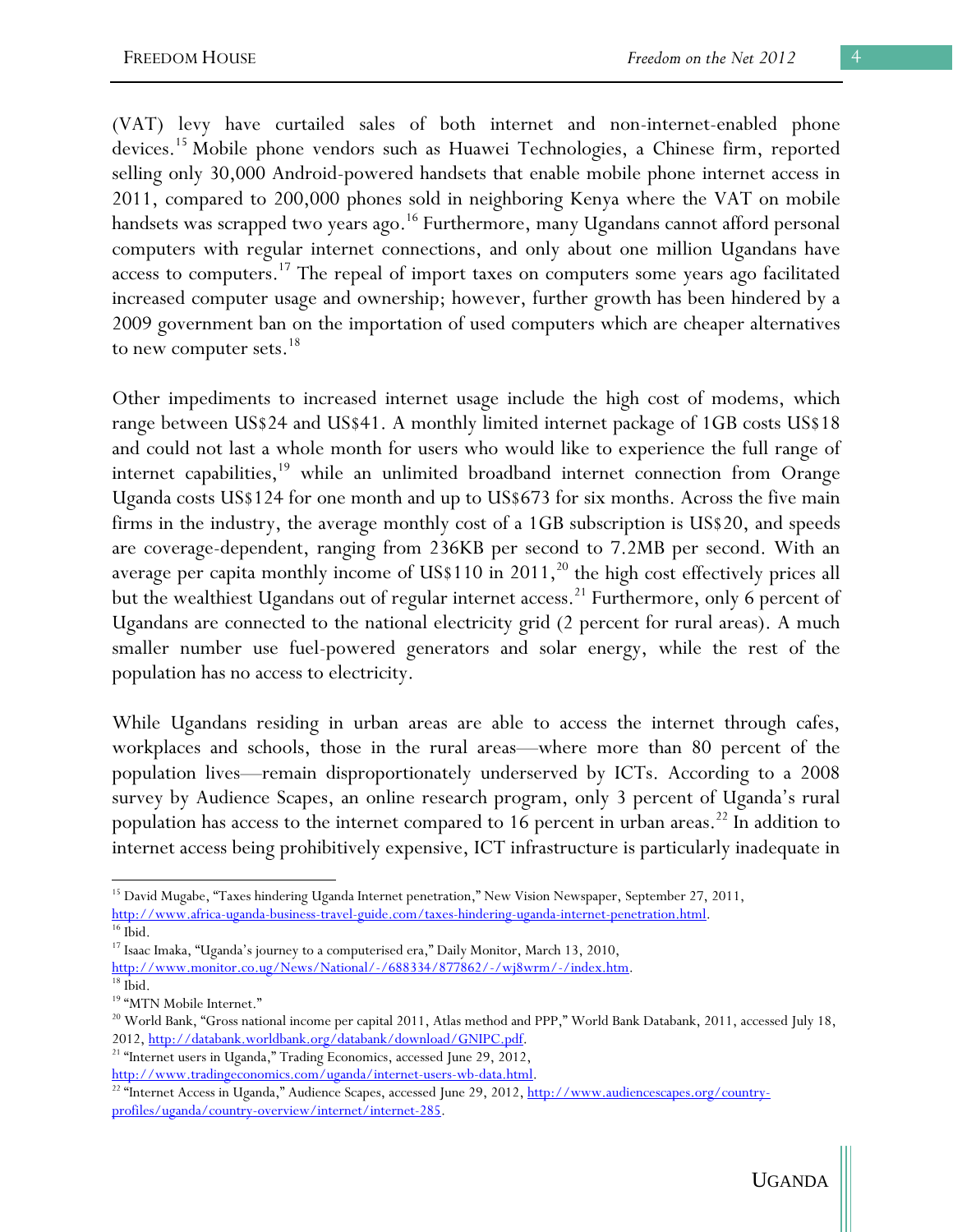(VAT) levy have curtailed sales of both internet and non-internet-enabled phone devices.[15] Mobile phone vendors such as Huawei Technologies, a Chinese firm, reported selling only 30,000 Android-powered handsets that enable mobile phone internet access in 2011, compared to 200,000 phones sold in neighboring Kenya where the VAT on mobile handsets was scrapped two years ago.[16] Furthermore, many Ugandans cannot afford personal computers with regular internet connections, and only about one million Ugandans have access to computers.[17] The repeal of import taxes on computers some years ago facilitated increased computer usage and ownership; however, further growth has been hindered by a 2009 government ban on the importation of used computers which are cheaper alternatives to new computer sets.[18]

Other impediments to increased internet usage include the high cost of modems, which range between US$24 and US$41. A monthly limited internet package of 1GB costs US$18 and could not last a whole month for users who would like to experience the full range of internet capabilities,[19] while an unlimited broadband internet connection from Orange Uganda costs US$124 for one month and up to US$673 for six months. Across the five main firms in the industry, the average monthly cost of a 1GB subscription is US$20, and speeds are coverage-dependent, ranging from 236KB per second to 7.2MB per second. With an average per capita monthly income of US$110 in 2011,[20] the high cost effectively prices all but the wealthiest Ugandans out of regular internet access.[21] Furthermore, only 6 percent of Ugandans are connected to the national electricity grid (2 percent for rural areas). A much smaller number use fuel-powered generators and solar energy, while the rest of the population has no access to electricity.

While Ugandans residing in urban areas are able to access the internet through cafes, workplaces and schools, those in the rural areas—where more than 80 percent of the population lives—remain disproportionately underserved by ICTs. According to a 2008 survey by Audience Scapes, an online research program, only 3 percent of Uganda's rural population has access to the internet compared to 16 percent in urban areas.[22] In addition to internet access being prohibitively expensive, ICT infrastructure is particularly inadequate in

---

[15] David Mugabe, "Taxes hindering Uganda Internet penetration," New Vision Newspaper, September 27, 2011, http://www.africa-uganda-business-travel-guide.com/taxes-hindering-uganda-internet-penetration.html.

[16] Ibid.

[17] Isaac Imaka, "Uganda's journey to a computerised era," Daily Monitor, March 13, 2010, http://www.monitor.co.ug/News/National/-/688334/877862/-/wj8wrm/-/index.htm.

[18] Ibid.

[19] "MTN Mobile Internet."

[20] World Bank, "Gross national income per capital 2011, Atlas method and PPP," World Bank Databank, 2011, accessed July 18, 2012, http://databank.worldbank.org/databank/download/GNIPC.pdf.

[21] "Internet users in Uganda," Trading Economics, accessed June 29, 2012, http://www.tradingeconomics.com/uganda/internet-users-wb-data.html.

[22] "Internet Access in Uganda," Audience Scapes, accessed June 29, 2012, http://www.audiencescapes.org/country-profiles/uganda/country-overview/internet/internet-285.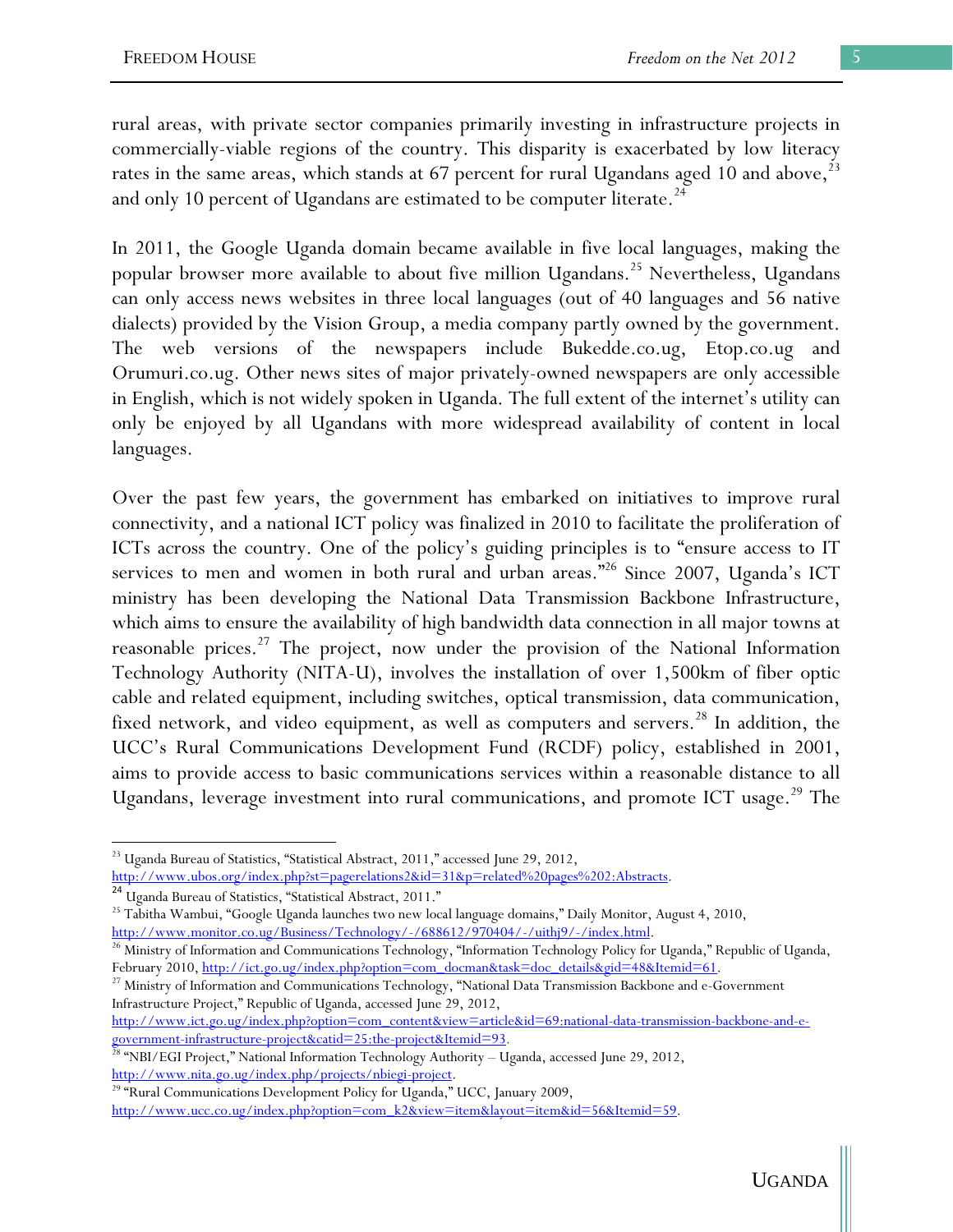rural areas, with private sector companies primarily investing in infrastructure projects in commercially-viable regions of the country. This disparity is exacerbated by low literacy rates in the same areas, which stands at 67 percent for rural Ugandans aged 10 and above,[23] and only 10 percent of Ugandans are estimated to be computer literate.[24]

In 2011, the Google Uganda domain became available in five local languages, making the popular browser more available to about five million Ugandans.[25] Nevertheless, Ugandans can only access news websites in three local languages (out of 40 languages and 56 native dialects) provided by the Vision Group, a media company partly owned by the government. The web versions of the newspapers include Bukedde.co.ug, Etop.co.ug and Orumuri.co.ug. Other news sites of major privately-owned newspapers are only accessible in English, which is not widely spoken in Uganda. The full extent of the internet's utility can only be enjoyed by all Ugandans with more widespread availability of content in local languages.

Over the past few years, the government has embarked on initiatives to improve rural connectivity, and a national ICT policy was finalized in 2010 to facilitate the proliferation of ICTs across the country. One of the policy's guiding principles is to "ensure access to IT services to men and women in both rural and urban areas."[26] Since 2007, Uganda's ICT ministry has been developing the National Data Transmission Backbone Infrastructure, which aims to ensure the availability of high bandwidth data connection in all major towns at reasonable prices.[27] The project, now under the provision of the National Information Technology Authority (NITA-U), involves the installation of over 1,500km of fiber optic cable and related equipment, including switches, optical transmission, data communication, fixed network, and video equipment, as well as computers and servers.[28] In addition, the UCC's Rural Communications Development Fund (RCDF) policy, established in 2001, aims to provide access to basic communications services within a reasonable distance to all Ugandans, leverage investment into rural communications, and promote ICT usage.[29] The

---

[23] Uganda Bureau of Statistics, "Statistical Abstract, 2011," accessed June 29, 2012, http://www.ubos.org/index.php?st=pagerelations2&id=31&p=related%20pages%202:Abstracts.

[24] Uganda Bureau of Statistics, "Statistical Abstract, 2011."

[25] Tabitha Wambui, "Google Uganda launches two new local language domains," Daily Monitor, August 4, 2010, http://www.monitor.co.ug/Business/Technology/-/688612/970404/-/uithj9/-/index.html.

[26] Ministry of Information and Communications Technology, "Information Technology Policy for Uganda," Republic of Uganda, February 2010, http://ict.go.ug/index.php?option=com_docman&task=doc_details&gid=48&Itemid=61.

[27] Ministry of Information and Communications Technology, "National Data Transmission Backbone and e-Government Infrastructure Project," Republic of Uganda, accessed June 29, 2012, http://www.ict.go.ug/index.php?option=com_content&view=article&id=69:national-data-transmission-backbone-and-e-government-infrastructure-project&catid=25:the-project&Itemid=93.

[28] "NBI/EGI Project," National Information Technology Authority – Uganda, accessed June 29, 2012, http://www.nita.go.ug/index.php/projects/nbiegi-project.

[29] "Rural Communications Development Policy for Uganda," UCC, January 2009, http://www.ucc.co.ug/index.php?option=com_k2&view=item&layout=item&id=56&Itemid=59.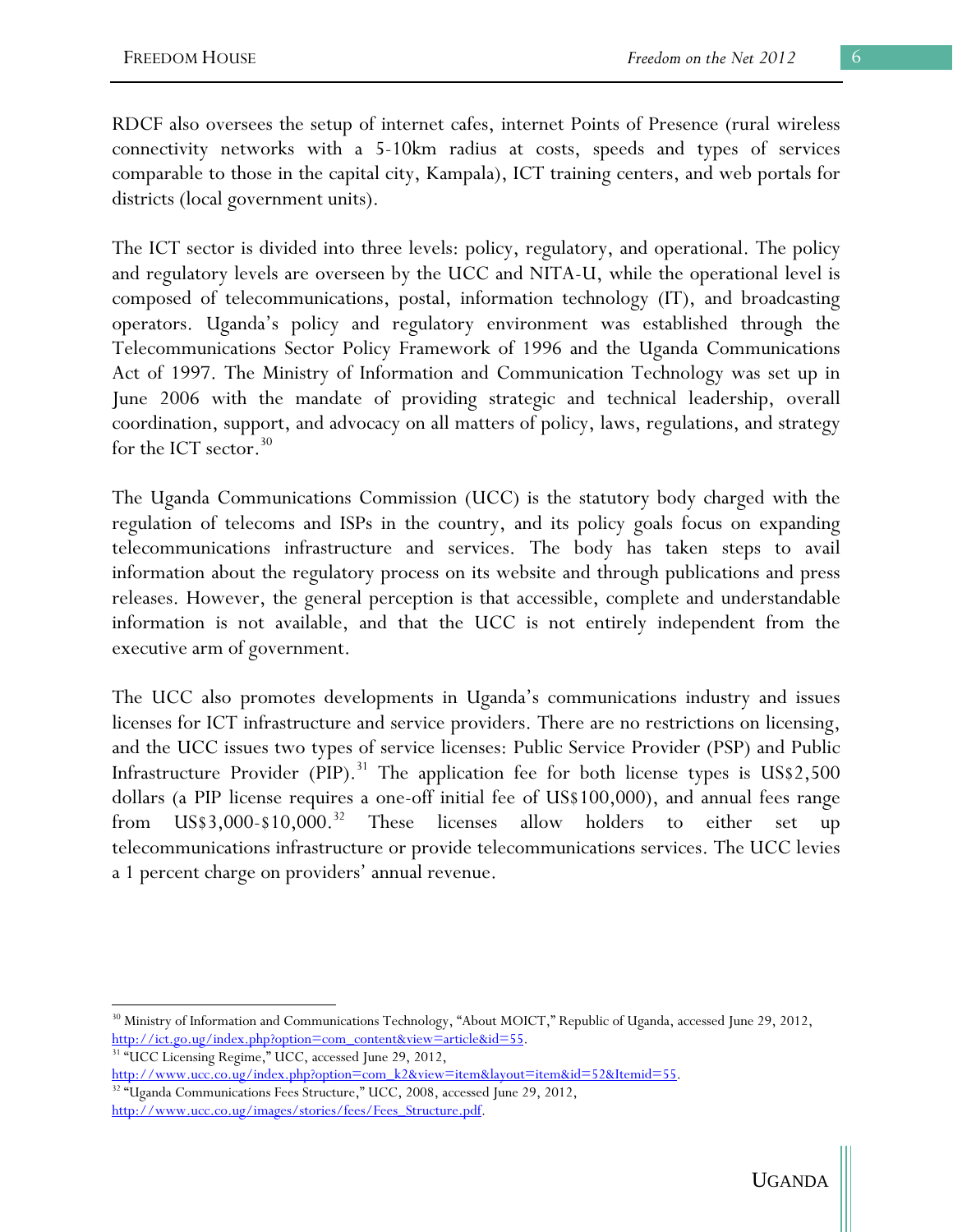RDCF also oversees the setup of internet cafes, internet Points of Presence (rural wireless connectivity networks with a 5-10km radius at costs, speeds and types of services comparable to those in the capital city, Kampala), ICT training centers, and web portals for districts (local government units).

The ICT sector is divided into three levels: policy, regulatory, and operational. The policy and regulatory levels are overseen by the UCC and NITA-U, while the operational level is composed of telecommunications, postal, information technology (IT), and broadcasting operators. Uganda's policy and regulatory environment was established through the Telecommunications Sector Policy Framework of 1996 and the Uganda Communications Act of 1997. The Ministry of Information and Communication Technology was set up in June 2006 with the mandate of providing strategic and technical leadership, overall coordination, support, and advocacy on all matters of policy, laws, regulations, and strategy for the ICT sector.[30]

The Uganda Communications Commission (UCC) is the statutory body charged with the regulation of telecoms and ISPs in the country, and its policy goals focus on expanding telecommunications infrastructure and services. The body has taken steps to avail information about the regulatory process on its website and through publications and press releases. However, the general perception is that accessible, complete and understandable information is not available, and that the UCC is not entirely independent from the executive arm of government.

The UCC also promotes developments in Uganda's communications industry and issues licenses for ICT infrastructure and service providers. There are no restrictions on licensing, and the UCC issues two types of service licenses: Public Service Provider (PSP) and Public Infrastructure Provider (PIP).[31] The application fee for both license types is US$2,500 dollars (a PIP license requires a one-off initial fee of US$100,000), and annual fees range from US$3,000-$10,000.[32] These licenses allow holders to either set up telecommunications infrastructure or provide telecommunications services. The UCC levies a 1 percent charge on providers' annual revenue.

---

[30] Ministry of Information and Communications Technology, "About MOICT," Republic of Uganda, accessed June 29, 2012, http://ict.go.ug/index.php?option=com_content&view=article&id=55.

[31] "UCC Licensing Regime," UCC, accessed June 29, 2012, http://www.ucc.co.ug/index.php?option=com_k2&view=item&layout=item&id=52&Itemid=55.

[32] "Uganda Communications Fees Structure," UCC, 2008, accessed June 29, 2012, http://www.ucc.co.ug/images/stories/fees/Fees_Structure.pdf.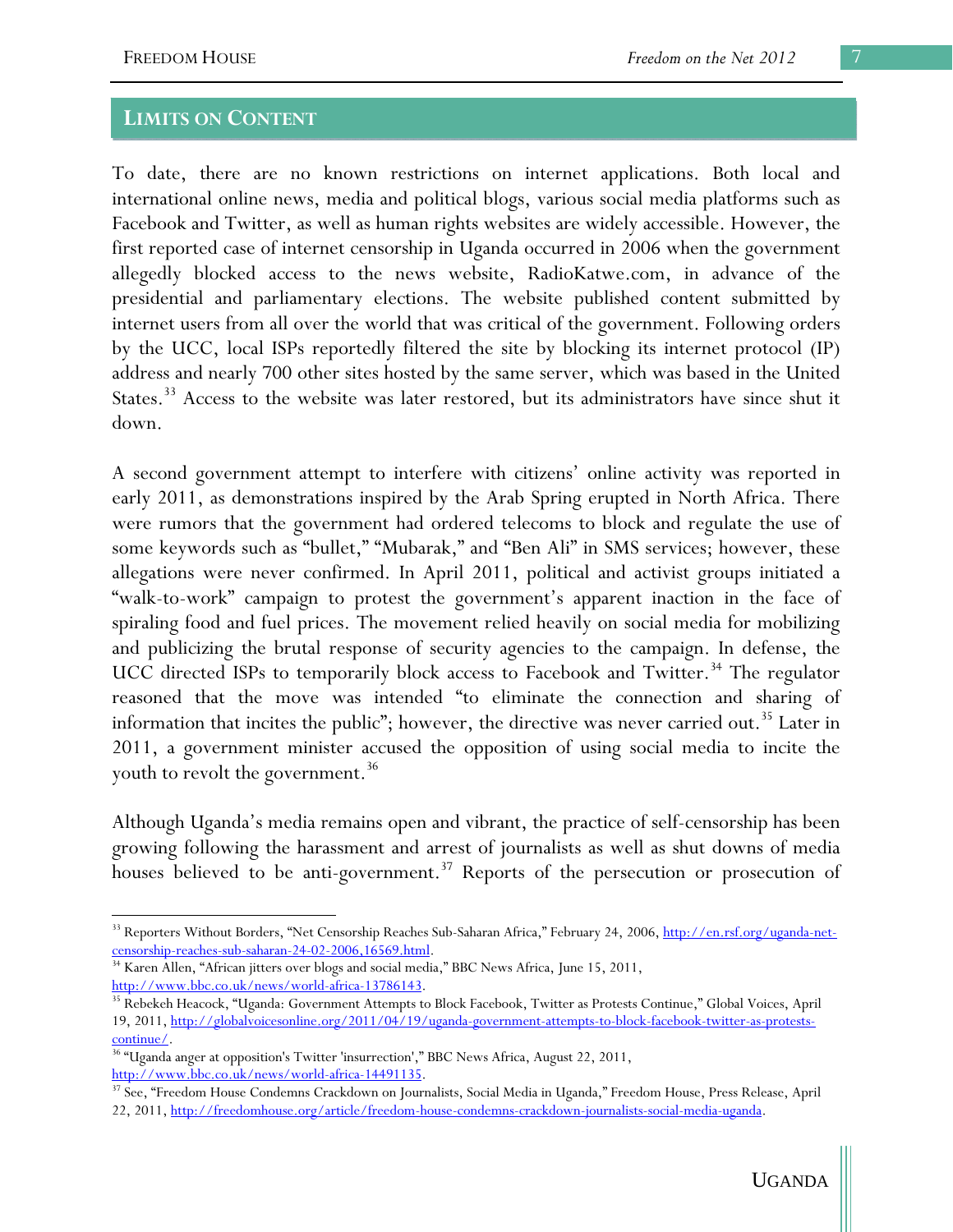## LIMITS ON CONTENT

To date, there are no known restrictions on internet applications. Both local and international online news, media and political blogs, various social media platforms such as Facebook and Twitter, as well as human rights websites are widely accessible. However, the first reported case of internet censorship in Uganda occurred in 2006 when the government allegedly blocked access to the news website, RadioKatwe.com, in advance of the presidential and parliamentary elections. The website published content submitted by internet users from all over the world that was critical of the government. Following orders by the UCC, local ISPs reportedly filtered the site by blocking its internet protocol (IP) address and nearly 700 other sites hosted by the same server, which was based in the United States.[33] Access to the website was later restored, but its administrators have since shut it down.

A second government attempt to interfere with citizens' online activity was reported in early 2011, as demonstrations inspired by the Arab Spring erupted in North Africa. There were rumors that the government had ordered telecoms to block and regulate the use of some keywords such as "bullet," "Mubarak," and "Ben Ali" in SMS services; however, these allegations were never confirmed. In April 2011, political and activist groups initiated a "walk-to-work" campaign to protest the government's apparent inaction in the face of spiraling food and fuel prices. The movement relied heavily on social media for mobilizing and publicizing the brutal response of security agencies to the campaign. In defense, the UCC directed ISPs to temporarily block access to Facebook and Twitter.[34] The regulator reasoned that the move was intended "to eliminate the connection and sharing of information that incites the public"; however, the directive was never carried out.[35] Later in 2011, a government minister accused the opposition of using social media to incite the youth to revolt the government.[36]

Although Uganda's media remains open and vibrant, the practice of self-censorship has been growing following the harassment and arrest of journalists as well as shut downs of media houses believed to be anti-government.[37] Reports of the persecution or prosecution of

---

[33] Reporters Without Borders, "Net Censorship Reaches Sub-Saharan Africa," February 24, 2006, http://en.rsf.org/uganda-net-censorship-reaches-sub-saharan-24-02-2006,16569.html.

[34] Karen Allen, "African jitters over blogs and social media," BBC News Africa, June 15, 2011, http://www.bbc.co.uk/news/world-africa-13786143.

[35] Rebekeh Heacock, "Uganda: Government Attempts to Block Facebook, Twitter as Protests Continue," Global Voices, April 19, 2011, http://globalvoicesonline.org/2011/04/19/uganda-government-attempts-to-block-facebook-twitter-as-protests-continue/.

[36] "Uganda anger at opposition's Twitter 'insurrection'," BBC News Africa, August 22, 2011, http://www.bbc.co.uk/news/world-africa-14491135.

[37] See, "Freedom House Condemns Crackdown on Journalists, Social Media in Uganda," Freedom House, Press Release, April 22, 2011, http://freedomhouse.org/article/freedom-house-condemns-crackdown-journalists-social-media-uganda.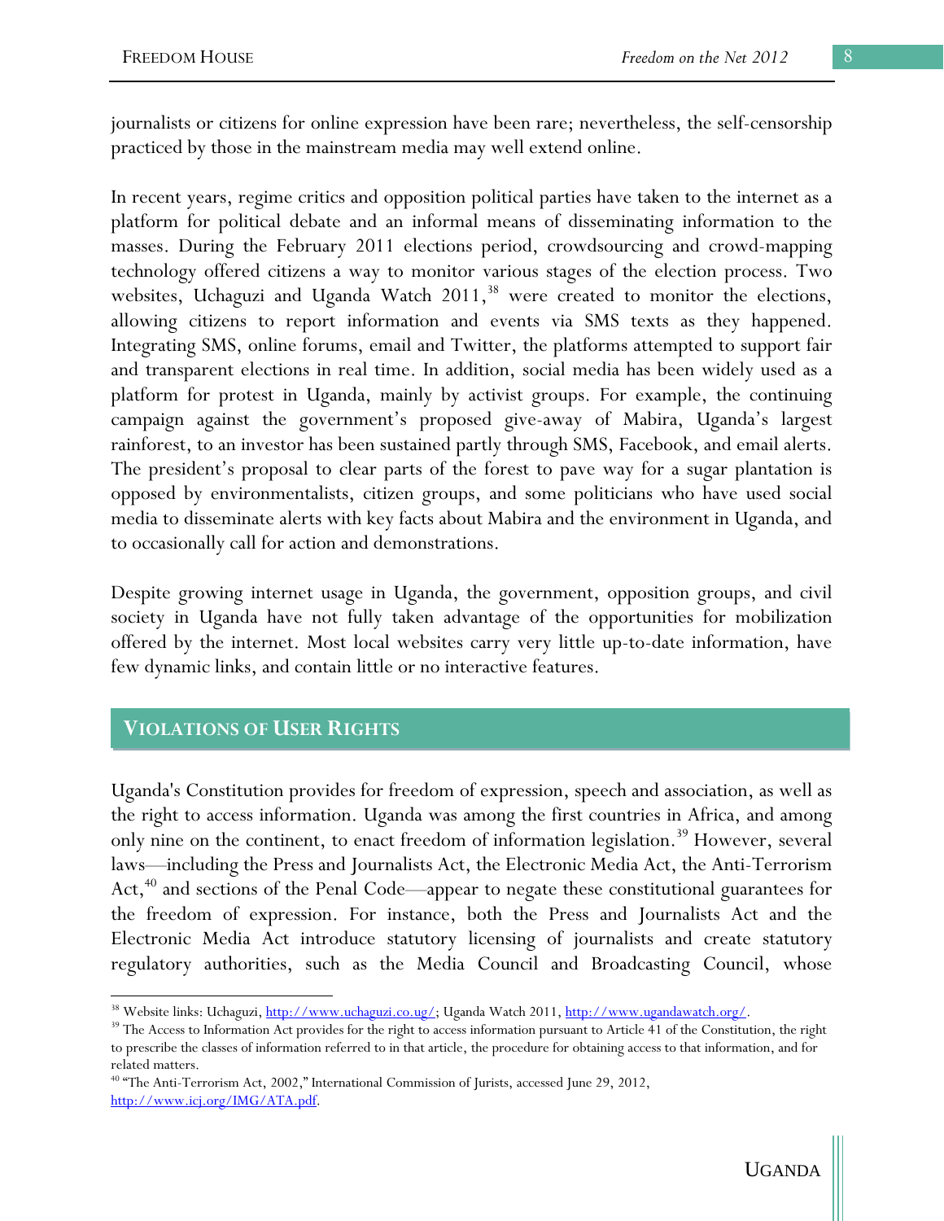journalists or citizens for online expression have been rare; nevertheless, the self-censorship practiced by those in the mainstream media may well extend online.

In recent years, regime critics and opposition political parties have taken to the internet as a platform for political debate and an informal means of disseminating information to the masses. During the February 2011 elections period, crowdsourcing and crowd-mapping technology offered citizens a way to monitor various stages of the election process. Two websites, Uchaguzi and Uganda Watch 2011,[38] were created to monitor the elections, allowing citizens to report information and events via SMS texts as they happened. Integrating SMS, online forums, email and Twitter, the platforms attempted to support fair and transparent elections in real time. In addition, social media has been widely used as a platform for protest in Uganda, mainly by activist groups. For example, the continuing campaign against the government's proposed give-away of Mabira, Uganda's largest rainforest, to an investor has been sustained partly through SMS, Facebook, and email alerts. The president's proposal to clear parts of the forest to pave way for a sugar plantation is opposed by environmentalists, citizen groups, and some politicians who have used social media to disseminate alerts with key facts about Mabira and the environment in Uganda, and to occasionally call for action and demonstrations.

Despite growing internet usage in Uganda, the government, opposition groups, and civil society in Uganda have not fully taken advantage of the opportunities for mobilization offered by the internet. Most local websites carry very little up-to-date information, have few dynamic links, and contain little or no interactive features.

## VIOLATIONS OF USER RIGHTS

Uganda's Constitution provides for freedom of expression, speech and association, as well as the right to access information. Uganda was among the first countries in Africa, and among only nine on the continent, to enact freedom of information legislation.[39] However, several laws—including the Press and Journalists Act, the Electronic Media Act, the Anti-Terrorism Act,[40] and sections of the Penal Code—appear to negate these constitutional guarantees for the freedom of expression. For instance, both the Press and Journalists Act and the Electronic Media Act introduce statutory licensing of journalists and create statutory regulatory authorities, such as the Media Council and Broadcasting Council, whose

---

[38] Website links: Uchaguzi, http://www.uchaguzi.co.ug/; Uganda Watch 2011, http://www.ugandawatch.org/.

[39] The Access to Information Act provides for the right to access information pursuant to Article 41 of the Constitution, the right to prescribe the classes of information referred to in that article, the procedure for obtaining access to that information, and for related matters.

[40] "The Anti-Terrorism Act, 2002," International Commission of Jurists, accessed June 29, 2012, http://www.icj.org/IMG/ATA.pdf.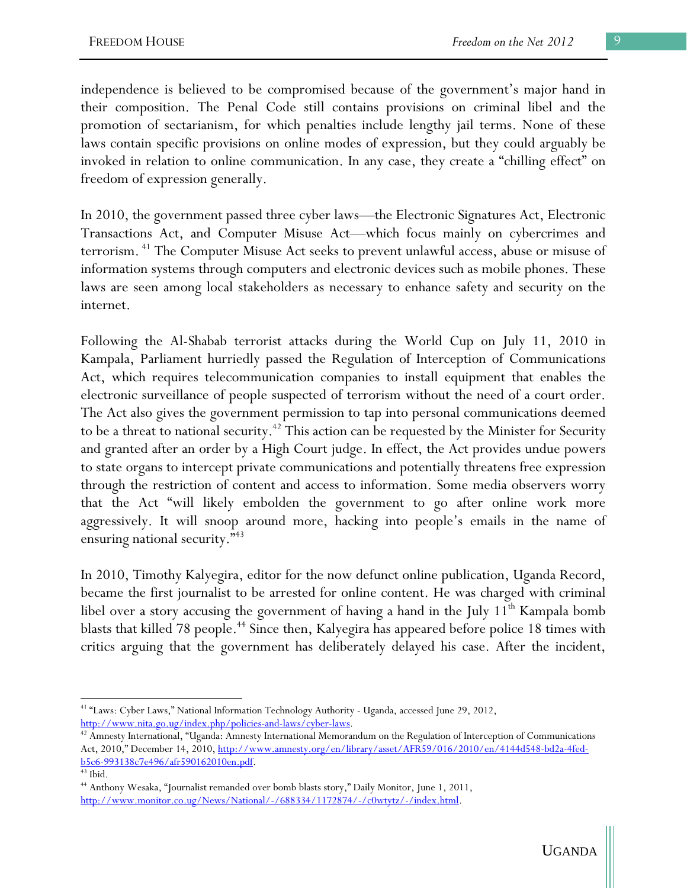independence is believed to be compromised because of the government's major hand in their composition. The Penal Code still contains provisions on criminal libel and the promotion of sectarianism, for which penalties include lengthy jail terms. None of these laws contain specific provisions on online modes of expression, but they could arguably be invoked in relation to online communication. In any case, they create a "chilling effect" on freedom of expression generally.

In 2010, the government passed three cyber laws—the Electronic Signatures Act, Electronic Transactions Act, and Computer Misuse Act—which focus mainly on cybercrimes and terrorism.[41] The Computer Misuse Act seeks to prevent unlawful access, abuse or misuse of information systems through computers and electronic devices such as mobile phones. These laws are seen among local stakeholders as necessary to enhance safety and security on the internet.

Following the Al-Shabab terrorist attacks during the World Cup on July 11, 2010 in Kampala, Parliament hurriedly passed the Regulation of Interception of Communications Act, which requires telecommunication companies to install equipment that enables the electronic surveillance of people suspected of terrorism without the need of a court order. The Act also gives the government permission to tap into personal communications deemed to be a threat to national security.[42] This action can be requested by the Minister for Security and granted after an order by a High Court judge. In effect, the Act provides undue powers to state organs to intercept private communications and potentially threatens free expression through the restriction of content and access to information. Some media observers worry that the Act "will likely embolden the government to go after online work more aggressively. It will snoop around more, hacking into people's emails in the name of ensuring national security."[43]

In 2010, Timothy Kalyegira, editor for the now defunct online publication, Uganda Record, became the first journalist to be arrested for online content. He was charged with criminal libel over a story accusing the government of having a hand in the July 11th Kampala bomb blasts that killed 78 people.[44] Since then, Kalyegira has appeared before police 18 times with critics arguing that the government has deliberately delayed his case. After the incident,

---

[41] "Laws: Cyber Laws," National Information Technology Authority - Uganda, accessed June 29, 2012, http://www.nita.go.ug/index.php/policies-and-laws/cyber-laws.

[42] Amnesty International, "Uganda: Amnesty International Memorandum on the Regulation of Interception of Communications Act, 2010," December 14, 2010, http://www.amnesty.org/en/library/asset/AFR59/016/2010/en/4144d548-bd2a-4fed-b5c6-993138c7e496/afr590162010en.pdf.

[43] Ibid.

[44] Anthony Wesaka, "Journalist remanded over bomb blasts story," Daily Monitor, June 1, 2011, http://www.monitor.co.ug/News/National/-/688334/1172874/-/c0wtytz/-/index.html.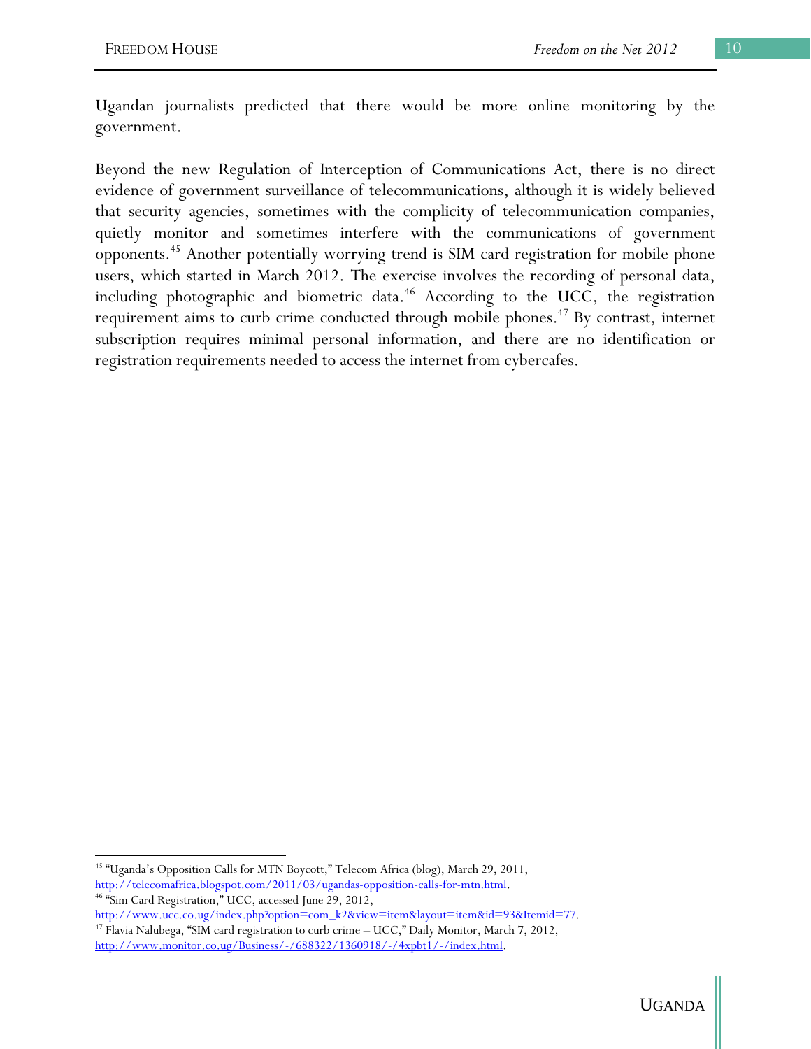Ugandan journalists predicted that there would be more online monitoring by the government.

Beyond the new Regulation of Interception of Communications Act, there is no direct evidence of government surveillance of telecommunications, although it is widely believed that security agencies, sometimes with the complicity of telecommunication companies, quietly monitor and sometimes interfere with the communications of government opponents.[45] Another potentially worrying trend is SIM card registration for mobile phone users, which started in March 2012. The exercise involves the recording of personal data, including photographic and biometric data.[46] According to the UCC, the registration requirement aims to curb crime conducted through mobile phones.[47] By contrast, internet subscription requires minimal personal information, and there are no identification or registration requirements needed to access the internet from cybercafes.

---

[45] "Uganda's Opposition Calls for MTN Boycott," Telecom Africa (blog), March 29, 2011, http://telecomafrica.blogspot.com/2011/03/ugandas-opposition-calls-for-mtn.html.

[46] "Sim Card Registration," UCC, accessed June 29, 2012, http://www.ucc.co.ug/index.php?option=com_k2&view=item&layout=item&id=93&Itemid=77.

[47] Flavia Nalubega, "SIM card registration to curb crime – UCC," Daily Monitor, March 7, 2012, http://www.monitor.co.ug/Business/-/688322/1360918/-/4xpbt1/-/index.html.